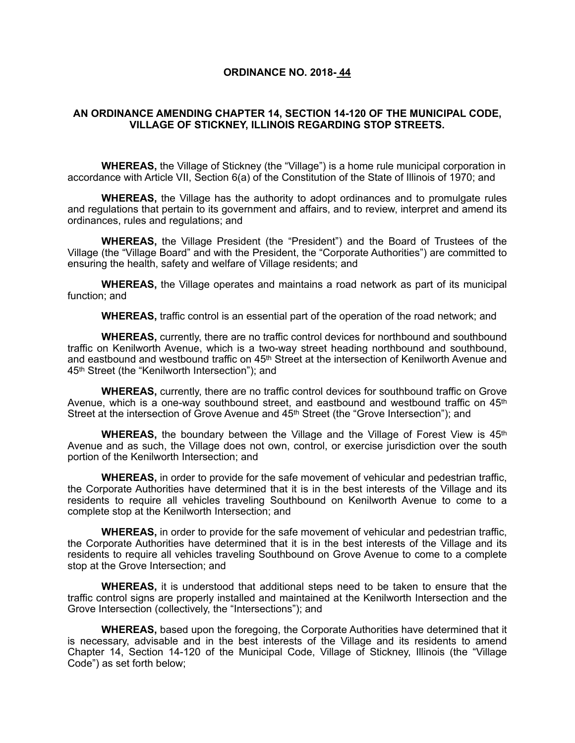# ORDINANCE NO. 2018- 44

## AN ORDINANCE AMENDING CHAPTER 14, SECTION 14-120 OF THE MUNICIPAL CODE, VILLAGE OF STICKNEY, ILLINOIS REGARDING STOP STREETS.

**WHEREAS,** the Village of Stickney (the "Village") is a home rule municipal corporation in accordance with Article VII, Section 6(a) of the Constitution of the State of Illinois of 1970; and

**WHEREAS,** the Village has the authority to adopt ordinances and to promulgate rules and regulations that pertain to its government and affairs, and to review, interpret and amend its ordinances, rules and regulations; and

**WHEREAS,** the Village President (the "President") and the Board of Trustees of the Village (the "Village Board" and with the President, the "Corporate Authorities") are committed to ensuring the health, safety and welfare of Village residents; and

**WHEREAS,** the Village operates and maintains a road network as part of its municipal function; and

**WHEREAS,** traffic control is an essential part of the operation of the road network; and

**WHEREAS,** currently, there are no traffic control devices for northbound and southbound traffic on Kenilworth Avenue, which is a two-way street heading northbound and southbound, and eastbound and westbound traffic on 45th Street at the intersection of Kenilworth Avenue and 45th Street (the "Kenilworth Intersection"); and

**WHEREAS,** currently, there are no traffic control devices for southbound traffic on Grove Avenue, which is a one-way southbound street, and eastbound and westbound traffic on 45th Street at the intersection of Grove Avenue and 45th Street (the "Grove Intersection"); and

**WHEREAS,** the boundary between the Village and the Village of Forest View is 45th Avenue and as such, the Village does not own, control, or exercise jurisdiction over the south portion of the Kenilworth Intersection; and

**WHEREAS,** in order to provide for the safe movement of vehicular and pedestrian traffic, the Corporate Authorities have determined that it is in the best interests of the Village and its residents to require all vehicles traveling Southbound on Kenilworth Avenue to come to a complete stop at the Kenilworth Intersection; and

**WHEREAS,** in order to provide for the safe movement of vehicular and pedestrian traffic, the Corporate Authorities have determined that it is in the best interests of the Village and its residents to require all vehicles traveling Southbound on Grove Avenue to come to a complete stop at the Grove Intersection; and

**WHEREAS,** it is understood that additional steps need to be taken to ensure that the traffic control signs are properly installed and maintained at the Kenilworth Intersection and the Grove Intersection (collectively, the "Intersections"); and

**WHEREAS,** based upon the foregoing, the Corporate Authorities have determined that it is necessary, advisable and in the best interests of the Village and its residents to amend Chapter 14, Section 14-120 of the Municipal Code, Village of Stickney, Illinois (the "Village Code") as set forth below;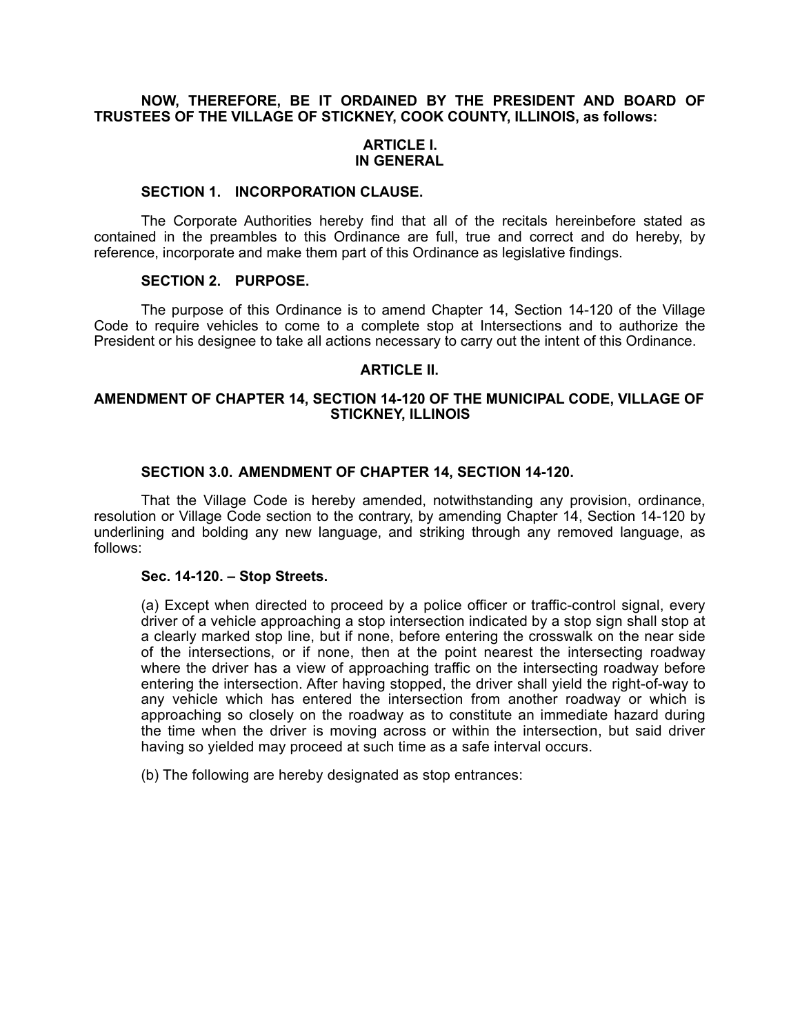**NOW, THEREFORE, BE IT ORDAINED BY THE PRESIDENT AND BOARD OF TRUSTEES OF THE VILLAGE OF STICKNEY, COOK COUNTY, ILLINOIS, as follows:**

## ARTICLE I.
## IN GENERAL

### SECTION 1. INCORPORATION CLAUSE.

The Corporate Authorities hereby find that all of the recitals hereinbefore stated as contained in the preambles to this Ordinance are full, true and correct and do hereby, by reference, incorporate and make them part of this Ordinance as legislative findings.

### SECTION 2. PURPOSE.

The purpose of this Ordinance is to amend Chapter 14, Section 14-120 of the Village Code to require vehicles to come to a complete stop at Intersections and to authorize the President or his designee to take all actions necessary to carry out the intent of this Ordinance.

## ARTICLE II.

## AMENDMENT OF CHAPTER 14, SECTION 14-120 OF THE MUNICIPAL CODE, VILLAGE OF STICKNEY, ILLINOIS

### SECTION 3.0. AMENDMENT OF CHAPTER 14, SECTION 14-120.

That the Village Code is hereby amended, notwithstanding any provision, ordinance, resolution or Village Code section to the contrary, by amending Chapter 14, Section 14-120 by underlining and bolding any new language, and striking through any removed language, as follows:

**Sec. 14-120. – Stop Streets.**

(a) Except when directed to proceed by a police officer or traffic-control signal, every driver of a vehicle approaching a stop intersection indicated by a stop sign shall stop at a clearly marked stop line, but if none, before entering the crosswalk on the near side of the intersections, or if none, then at the point nearest the intersecting roadway where the driver has a view of approaching traffic on the intersecting roadway before entering the intersection. After having stopped, the driver shall yield the right-of-way to any vehicle which has entered the intersection from another roadway or which is approaching so closely on the roadway as to constitute an immediate hazard during the time when the driver is moving across or within the intersection, but said driver having so yielded may proceed at such time as a safe interval occurs.

(b) The following are hereby designated as stop entrances: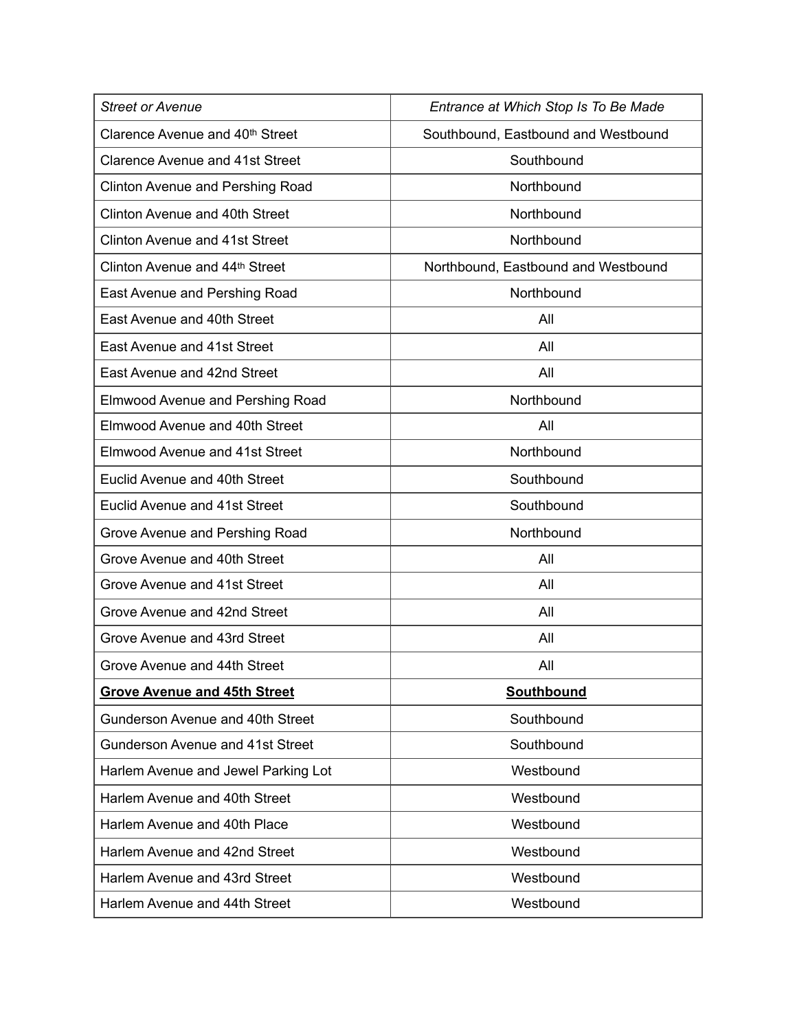| *Street or Avenue* | *Entrance at Which Stop Is To Be Made* |
|---|---|
| Clarence Avenue and 40th Street | Southbound, Eastbound and Westbound |
| Clarence Avenue and 41st Street | Southbound |
| Clinton Avenue and Pershing Road | Northbound |
| Clinton Avenue and 40th Street | Northbound |
| Clinton Avenue and 41st Street | Northbound |
| Clinton Avenue and 44th Street | Northbound, Eastbound and Westbound |
| East Avenue and Pershing Road | Northbound |
| East Avenue and 40th Street | All |
| East Avenue and 41st Street | All |
| East Avenue and 42nd Street | All |
| Elmwood Avenue and Pershing Road | Northbound |
| Elmwood Avenue and 40th Street | All |
| Elmwood Avenue and 41st Street | Northbound |
| Euclid Avenue and 40th Street | Southbound |
| Euclid Avenue and 41st Street | Southbound |
| Grove Avenue and Pershing Road | Northbound |
| Grove Avenue and 40th Street | All |
| Grove Avenue and 41st Street | All |
| Grove Avenue and 42nd Street | All |
| Grove Avenue and 43rd Street | All |
| Grove Avenue and 44th Street | All |
| **Grove Avenue and 45th Street** | **Southbound** |
| Gunderson Avenue and 40th Street | Southbound |
| Gunderson Avenue and 41st Street | Southbound |
| Harlem Avenue and Jewel Parking Lot | Westbound |
| Harlem Avenue and 40th Street | Westbound |
| Harlem Avenue and 40th Place | Westbound |
| Harlem Avenue and 42nd Street | Westbound |
| Harlem Avenue and 43rd Street | Westbound |
| Harlem Avenue and 44th Street | Westbound |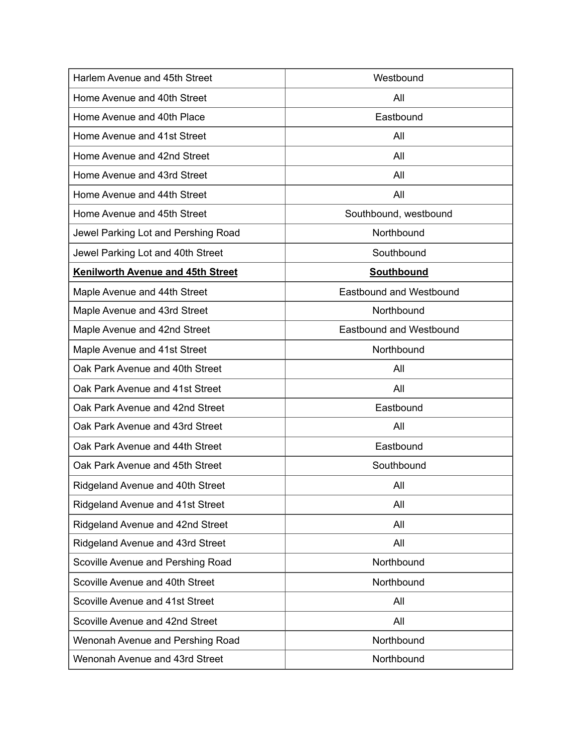| Harlem Avenue and 45th Street | Westbound |
| --- | --- |
| Home Avenue and 40th Street | All |
| Home Avenue and 40th Place | Eastbound |
| Home Avenue and 41st Street | All |
| Home Avenue and 42nd Street | All |
| Home Avenue and 43rd Street | All |
| Home Avenue and 44th Street | All |
| Home Avenue and 45th Street | Southbound, westbound |
| Jewel Parking Lot and Pershing Road | Northbound |
| Jewel Parking Lot and 40th Street | Southbound |
| **Kenilworth Avenue and 45th Street** | **Southbound** |
| Maple Avenue and 44th Street | Eastbound and Westbound |
| Maple Avenue and 43rd Street | Northbound |
| Maple Avenue and 42nd Street | Eastbound and Westbound |
| Maple Avenue and 41st Street | Northbound |
| Oak Park Avenue and 40th Street | All |
| Oak Park Avenue and 41st Street | All |
| Oak Park Avenue and 42nd Street | Eastbound |
| Oak Park Avenue and 43rd Street | All |
| Oak Park Avenue and 44th Street | Eastbound |
| Oak Park Avenue and 45th Street | Southbound |
| Ridgeland Avenue and 40th Street | All |
| Ridgeland Avenue and 41st Street | All |
| Ridgeland Avenue and 42nd Street | All |
| Ridgeland Avenue and 43rd Street | All |
| Scoville Avenue and Pershing Road | Northbound |
| Scoville Avenue and 40th Street | Northbound |
| Scoville Avenue and 41st Street | All |
| Scoville Avenue and 42nd Street | All |
| Wenonah Avenue and Pershing Road | Northbound |
| Wenonah Avenue and 43rd Street | Northbound |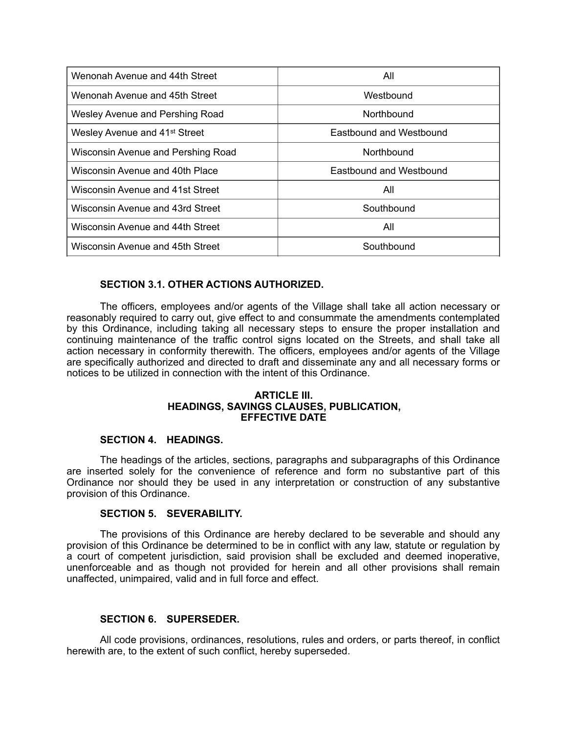| | |
|---|---|
| Wenonah Avenue and 44th Street | All |
| Wenonah Avenue and 45th Street | Westbound |
| Wesley Avenue and Pershing Road | Northbound |
| Wesley Avenue and 41st Street | Eastbound and Westbound |
| Wisconsin Avenue and Pershing Road | Northbound |
| Wisconsin Avenue and 40th Place | Eastbound and Westbound |
| Wisconsin Avenue and 41st Street | All |
| Wisconsin Avenue and 43rd Street | Southbound |
| Wisconsin Avenue and 44th Street | All |
| Wisconsin Avenue and 45th Street | Southbound |

**SECTION 3.1. OTHER ACTIONS AUTHORIZED.**

The officers, employees and/or agents of the Village shall take all action necessary or reasonably required to carry out, give effect to and consummate the amendments contemplated by this Ordinance, including taking all necessary steps to ensure the proper installation and continuing maintenance of the traffic control signs located on the Streets, and shall take all action necessary in conformity therewith. The officers, employees and/or agents of the Village are specifically authorized and directed to draft and disseminate any and all necessary forms or notices to be utilized in connection with the intent of this Ordinance.

## ARTICLE III. HEADINGS, SAVINGS CLAUSES, PUBLICATION, EFFECTIVE DATE

**SECTION 4. HEADINGS.**

The headings of the articles, sections, paragraphs and subparagraphs of this Ordinance are inserted solely for the convenience of reference and form no substantive part of this Ordinance nor should they be used in any interpretation or construction of any substantive provision of this Ordinance.

**SECTION 5. SEVERABILITY.**

The provisions of this Ordinance are hereby declared to be severable and should any provision of this Ordinance be determined to be in conflict with any law, statute or regulation by a court of competent jurisdiction, said provision shall be excluded and deemed inoperative, unenforceable and as though not provided for herein and all other provisions shall remain unaffected, unimpaired, valid and in full force and effect.

**SECTION 6. SUPERSEDER.**

All code provisions, ordinances, resolutions, rules and orders, or parts thereof, in conflict herewith are, to the extent of such conflict, hereby superseded.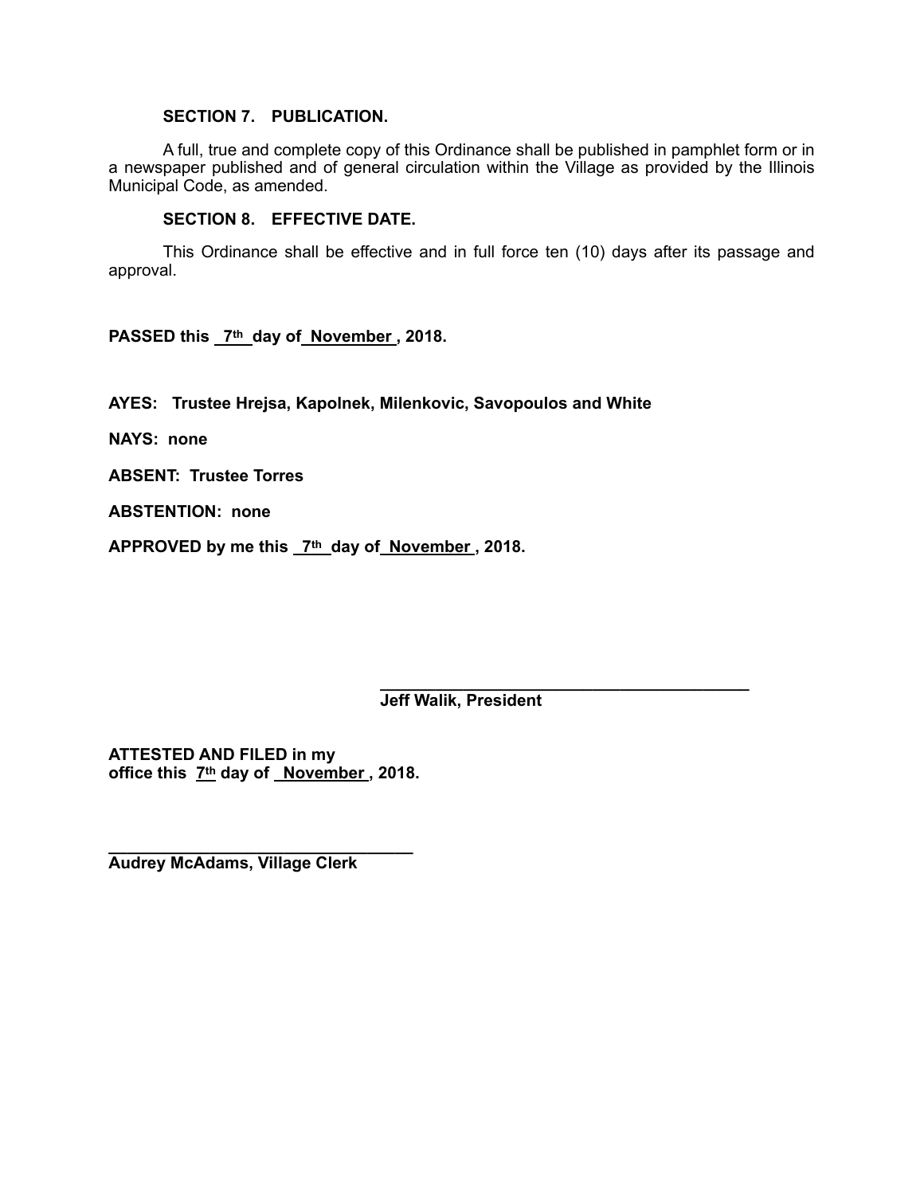**SECTION 7. PUBLICATION.**

A full, true and complete copy of this Ordinance shall be published in pamphlet form or in a newspaper published and of general circulation within the Village as provided by the Illinois Municipal Code, as amended.

**SECTION 8. EFFECTIVE DATE.**

This Ordinance shall be effective and in full force ten (10) days after its passage and approval.

**PASSED this 7th day of November, 2018.**

**AYES: Trustee Hrejsa, Kapolnek, Milenkovic, Savopoulos and White**

**NAYS: none**

**ABSENT: Trustee Torres**

**ABSTENTION: none**

**APPROVED by me this 7th day of November, 2018.**

\_\_\_\_\_\_\_\_\_\_\_\_\_\_\_\_\_\_\_\_\_\_\_\_\_\_\_\_\_\_\_\_\_\_\_\_\_\_\_\_\_\_
**Jeff Walik, President**

**ATTESTED AND FILED in my office this 7th day of November, 2018.**

\_\_\_\_\_\_\_\_\_\_\_\_\_\_\_\_\_\_\_\_\_\_\_\_\_\_\_\_\_\_\_\_\_\_\_\_
**Audrey McAdams, Village Clerk**